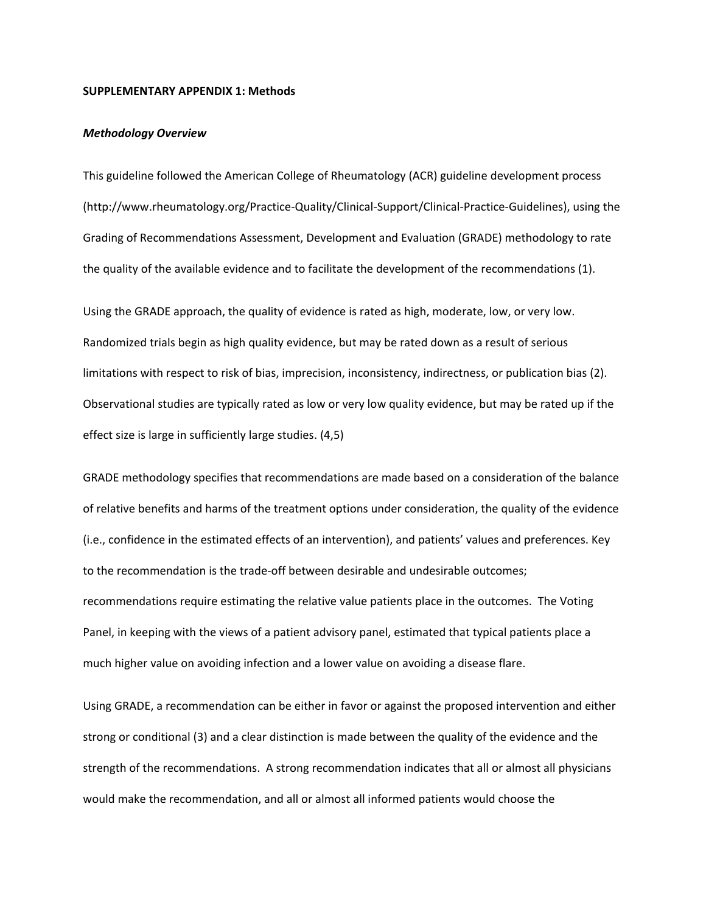**SUPPLEMENTARY APPENDIX 1: Methods**

***Methodology Overview***

This guideline followed the American College of Rheumatology (ACR) guideline development process (http://www.rheumatology.org/Practice-Quality/Clinical-Support/Clinical-Practice-Guidelines), using the Grading of Recommendations Assessment, Development and Evaluation (GRADE) methodology to rate the quality of the available evidence and to facilitate the development of the recommendations (1).

Using the GRADE approach, the quality of evidence is rated as high, moderate, low, or very low. Randomized trials begin as high quality evidence, but may be rated down as a result of serious limitations with respect to risk of bias, imprecision, inconsistency, indirectness, or publication bias (2). Observational studies are typically rated as low or very low quality evidence, but may be rated up if the effect size is large in sufficiently large studies. (4,5)

GRADE methodology specifies that recommendations are made based on a consideration of the balance of relative benefits and harms of the treatment options under consideration, the quality of the evidence (i.e., confidence in the estimated effects of an intervention), and patients' values and preferences. Key to the recommendation is the trade-off between desirable and undesirable outcomes; recommendations require estimating the relative value patients place in the outcomes. The Voting Panel, in keeping with the views of a patient advisory panel, estimated that typical patients place a much higher value on avoiding infection and a lower value on avoiding a disease flare.

Using GRADE, a recommendation can be either in favor or against the proposed intervention and either strong or conditional (3) and a clear distinction is made between the quality of the evidence and the strength of the recommendations. A strong recommendation indicates that all or almost all physicians would make the recommendation, and all or almost all informed patients would choose the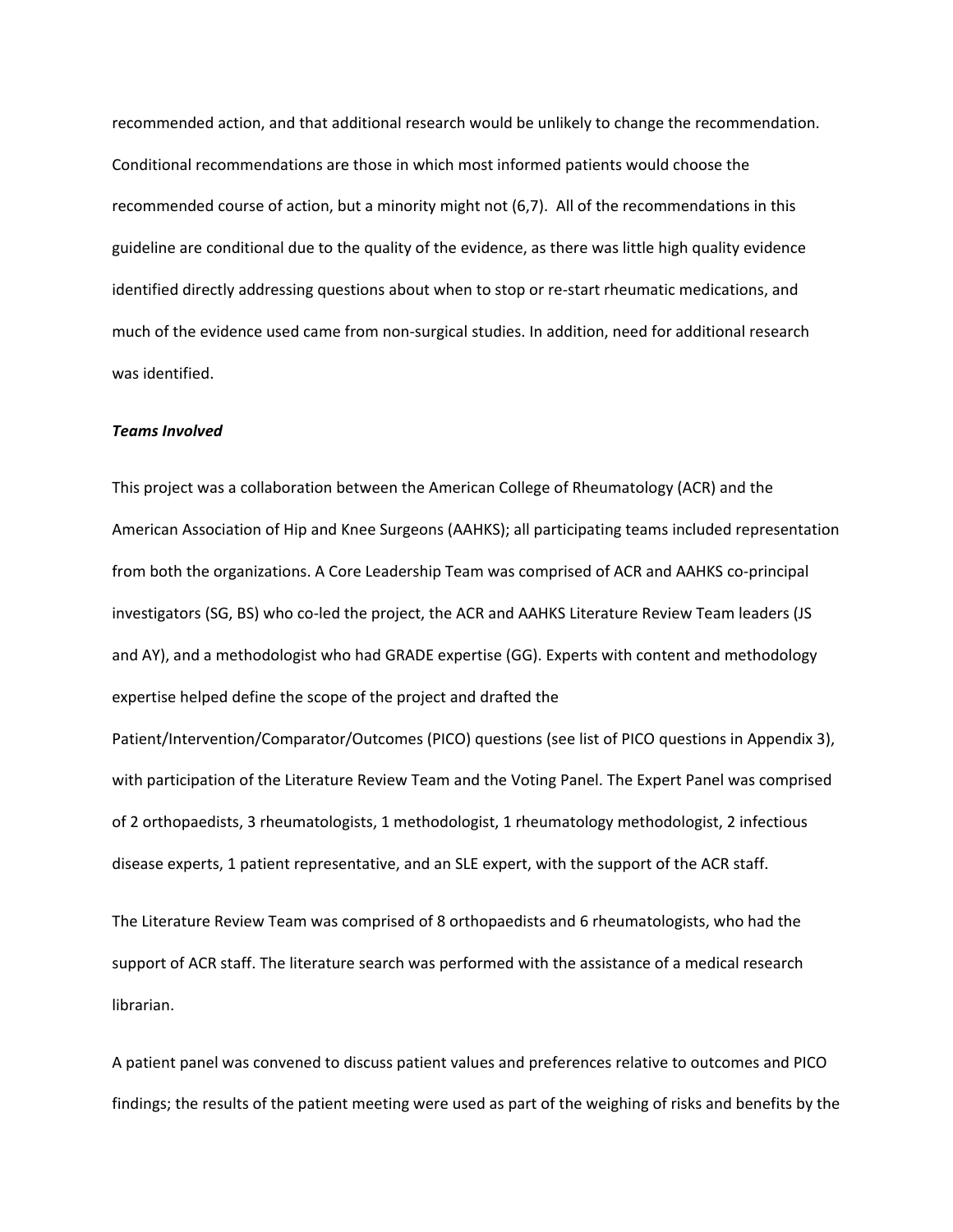recommended action, and that additional research would be unlikely to change the recommendation. Conditional recommendations are those in which most informed patients would choose the recommended course of action, but a minority might not (6,7). All of the recommendations in this guideline are conditional due to the quality of the evidence, as there was little high quality evidence identified directly addressing questions about when to stop or re-start rheumatic medications, and much of the evidence used came from non-surgical studies. In addition, need for additional research was identified.

***Teams Involved***

This project was a collaboration between the American College of Rheumatology (ACR) and the American Association of Hip and Knee Surgeons (AAHKS); all participating teams included representation from both the organizations. A Core Leadership Team was comprised of ACR and AAHKS co-principal investigators (SG, BS) who co-led the project, the ACR and AAHKS Literature Review Team leaders (JS and AY), and a methodologist who had GRADE expertise (GG). Experts with content and methodology expertise helped define the scope of the project and drafted the Patient/Intervention/Comparator/Outcomes (PICO) questions (see list of PICO questions in Appendix 3), with participation of the Literature Review Team and the Voting Panel. The Expert Panel was comprised of 2 orthopaedists, 3 rheumatologists, 1 methodologist, 1 rheumatology methodologist, 2 infectious disease experts, 1 patient representative, and an SLE expert, with the support of the ACR staff.

The Literature Review Team was comprised of 8 orthopaedists and 6 rheumatologists, who had the support of ACR staff. The literature search was performed with the assistance of a medical research librarian.

A patient panel was convened to discuss patient values and preferences relative to outcomes and PICO findings; the results of the patient meeting were used as part of the weighing of risks and benefits by the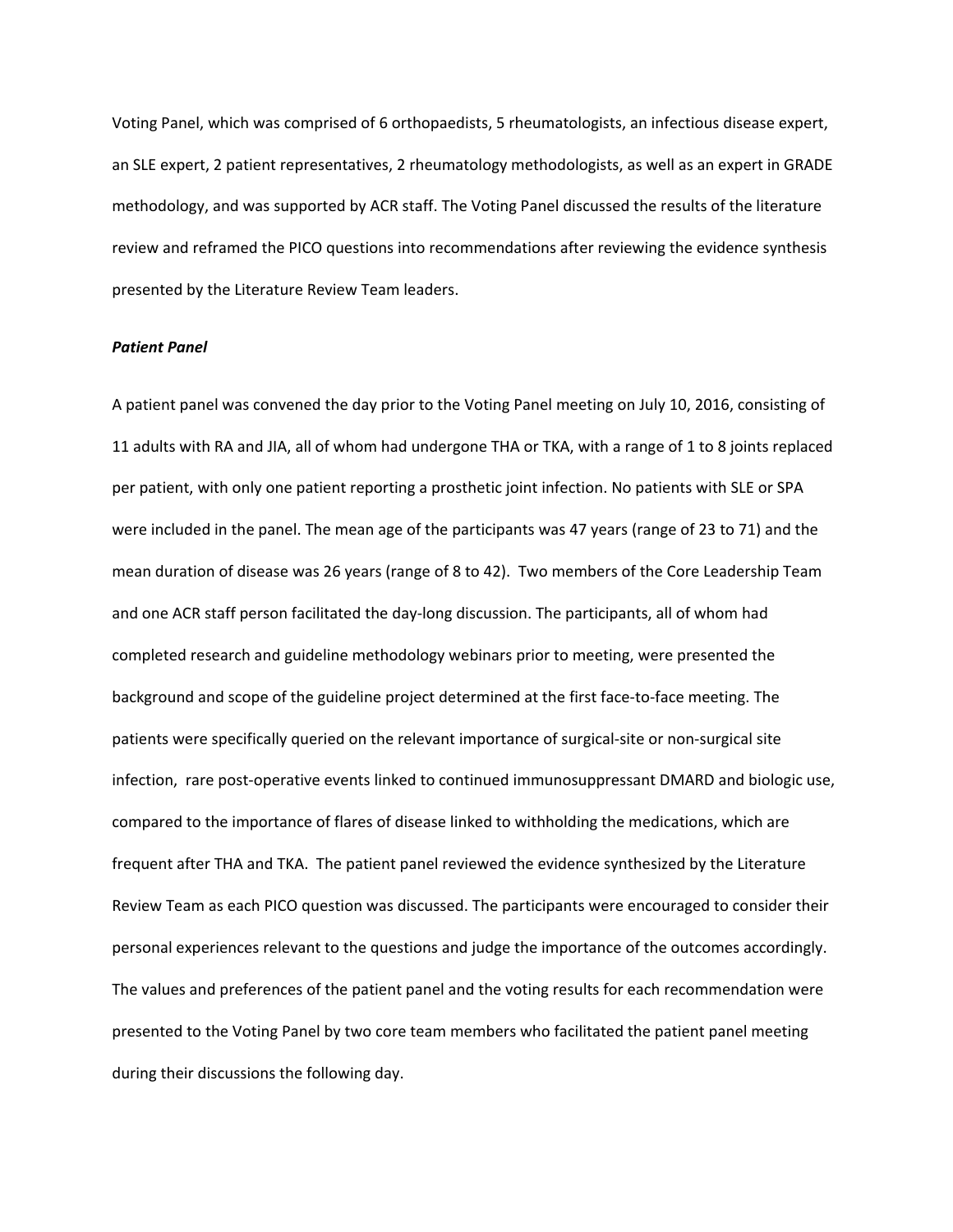Voting Panel, which was comprised of 6 orthopaedists, 5 rheumatologists, an infectious disease expert, an SLE expert, 2 patient representatives, 2 rheumatology methodologists, as well as an expert in GRADE methodology, and was supported by ACR staff. The Voting Panel discussed the results of the literature review and reframed the PICO questions into recommendations after reviewing the evidence synthesis presented by the Literature Review Team leaders.

***Patient Panel***

A patient panel was convened the day prior to the Voting Panel meeting on July 10, 2016, consisting of 11 adults with RA and JIA, all of whom had undergone THA or TKA, with a range of 1 to 8 joints replaced per patient, with only one patient reporting a prosthetic joint infection. No patients with SLE or SPA were included in the panel. The mean age of the participants was 47 years (range of 23 to 71) and the mean duration of disease was 26 years (range of 8 to 42). Two members of the Core Leadership Team and one ACR staff person facilitated the day-long discussion. The participants, all of whom had completed research and guideline methodology webinars prior to meeting, were presented the background and scope of the guideline project determined at the first face-to-face meeting. The patients were specifically queried on the relevant importance of surgical-site or non-surgical site infection, rare post-operative events linked to continued immunosuppressant DMARD and biologic use, compared to the importance of flares of disease linked to withholding the medications, which are frequent after THA and TKA. The patient panel reviewed the evidence synthesized by the Literature Review Team as each PICO question was discussed. The participants were encouraged to consider their personal experiences relevant to the questions and judge the importance of the outcomes accordingly. The values and preferences of the patient panel and the voting results for each recommendation were presented to the Voting Panel by two core team members who facilitated the patient panel meeting during their discussions the following day.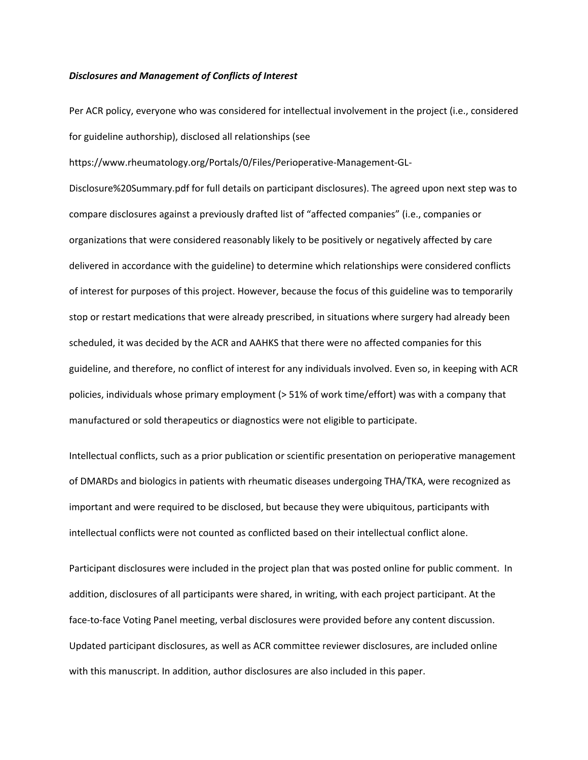***Disclosures and Management of Conflicts of Interest***

Per ACR policy, everyone who was considered for intellectual involvement in the project (i.e., considered for guideline authorship), disclosed all relationships (see https://www.rheumatology.org/Portals/0/Files/Perioperative-Management-GL-Disclosure%20Summary.pdf for full details on participant disclosures). The agreed upon next step was to compare disclosures against a previously drafted list of "affected companies" (i.e., companies or organizations that were considered reasonably likely to be positively or negatively affected by care delivered in accordance with the guideline) to determine which relationships were considered conflicts of interest for purposes of this project. However, because the focus of this guideline was to temporarily stop or restart medications that were already prescribed, in situations where surgery had already been scheduled, it was decided by the ACR and AAHKS that there were no affected companies for this guideline, and therefore, no conflict of interest for any individuals involved. Even so, in keeping with ACR policies, individuals whose primary employment (> 51% of work time/effort) was with a company that manufactured or sold therapeutics or diagnostics were not eligible to participate.

Intellectual conflicts, such as a prior publication or scientific presentation on perioperative management of DMARDs and biologics in patients with rheumatic diseases undergoing THA/TKA, were recognized as important and were required to be disclosed, but because they were ubiquitous, participants with intellectual conflicts were not counted as conflicted based on their intellectual conflict alone.

Participant disclosures were included in the project plan that was posted online for public comment. In addition, disclosures of all participants were shared, in writing, with each project participant. At the face-to-face Voting Panel meeting, verbal disclosures were provided before any content discussion. Updated participant disclosures, as well as ACR committee reviewer disclosures, are included online with this manuscript. In addition, author disclosures are also included in this paper.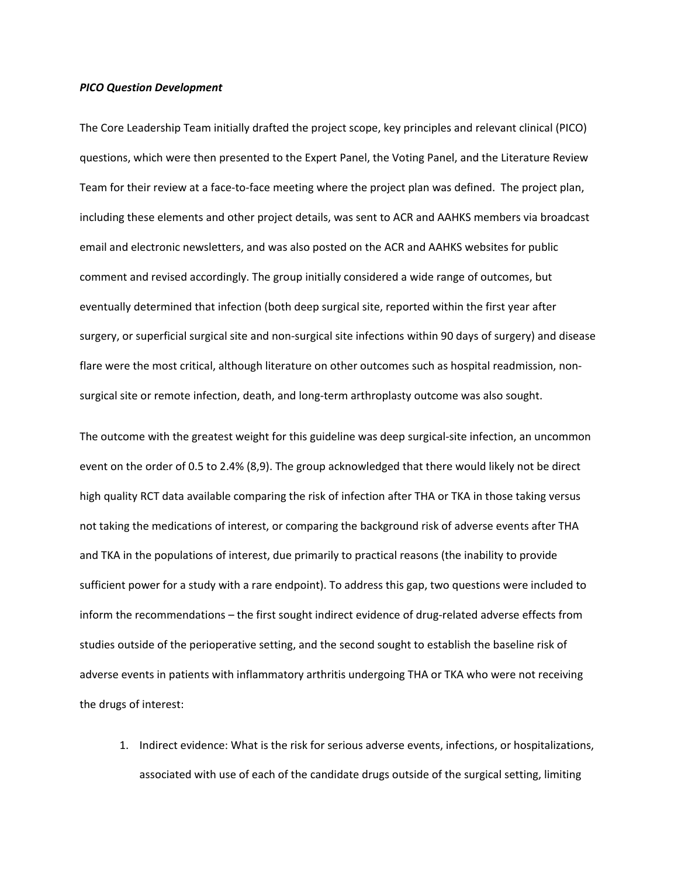***PICO Question Development***

The Core Leadership Team initially drafted the project scope, key principles and relevant clinical (PICO) questions, which were then presented to the Expert Panel, the Voting Panel, and the Literature Review Team for their review at a face-to-face meeting where the project plan was defined. The project plan, including these elements and other project details, was sent to ACR and AAHKS members via broadcast email and electronic newsletters, and was also posted on the ACR and AAHKS websites for public comment and revised accordingly. The group initially considered a wide range of outcomes, but eventually determined that infection (both deep surgical site, reported within the first year after surgery, or superficial surgical site and non-surgical site infections within 90 days of surgery) and disease flare were the most critical, although literature on other outcomes such as hospital readmission, non-surgical site or remote infection, death, and long-term arthroplasty outcome was also sought.

The outcome with the greatest weight for this guideline was deep surgical-site infection, an uncommon event on the order of 0.5 to 2.4% (8,9). The group acknowledged that there would likely not be direct high quality RCT data available comparing the risk of infection after THA or TKA in those taking versus not taking the medications of interest, or comparing the background risk of adverse events after THA and TKA in the populations of interest, due primarily to practical reasons (the inability to provide sufficient power for a study with a rare endpoint). To address this gap, two questions were included to inform the recommendations – the first sought indirect evidence of drug-related adverse effects from studies outside of the perioperative setting, and the second sought to establish the baseline risk of adverse events in patients with inflammatory arthritis undergoing THA or TKA who were not receiving the drugs of interest:

1. Indirect evidence: What is the risk for serious adverse events, infections, or hospitalizations, associated with use of each of the candidate drugs outside of the surgical setting, limiting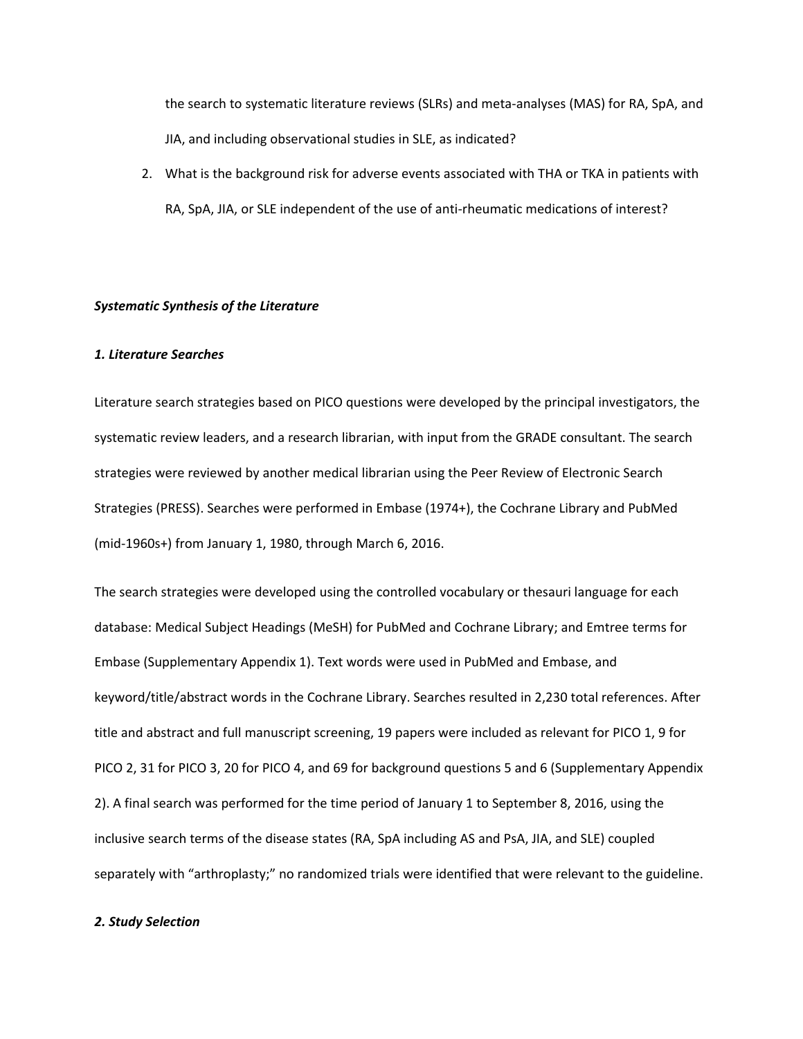the search to systematic literature reviews (SLRs) and meta-analyses (MAS) for RA, SpA, and JIA, and including observational studies in SLE, as indicated?

2. What is the background risk for adverse events associated with THA or TKA in patients with RA, SpA, JIA, or SLE independent of the use of anti-rheumatic medications of interest?

***Systematic Synthesis of the Literature***

***1. Literature Searches***

Literature search strategies based on PICO questions were developed by the principal investigators, the systematic review leaders, and a research librarian, with input from the GRADE consultant. The search strategies were reviewed by another medical librarian using the Peer Review of Electronic Search Strategies (PRESS). Searches were performed in Embase (1974+), the Cochrane Library and PubMed (mid-1960s+) from January 1, 1980, through March 6, 2016.

The search strategies were developed using the controlled vocabulary or thesauri language for each database: Medical Subject Headings (MeSH) for PubMed and Cochrane Library; and Emtree terms for Embase (Supplementary Appendix 1). Text words were used in PubMed and Embase, and keyword/title/abstract words in the Cochrane Library. Searches resulted in 2,230 total references. After title and abstract and full manuscript screening, 19 papers were included as relevant for PICO 1, 9 for PICO 2, 31 for PICO 3, 20 for PICO 4, and 69 for background questions 5 and 6 (Supplementary Appendix 2). A final search was performed for the time period of January 1 to September 8, 2016, using the inclusive search terms of the disease states (RA, SpA including AS and PsA, JIA, and SLE) coupled separately with "arthroplasty;" no randomized trials were identified that were relevant to the guideline.

***2. Study Selection***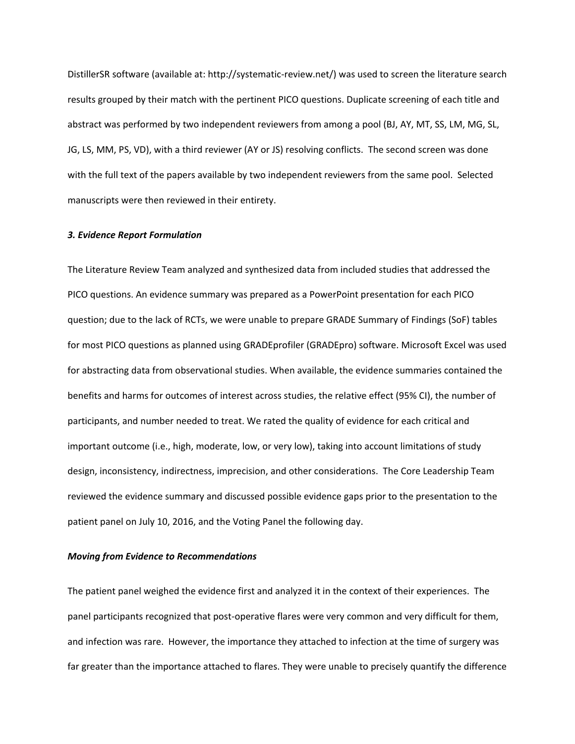DistillerSR software (available at: http://systematic-review.net/) was used to screen the literature search results grouped by their match with the pertinent PICO questions. Duplicate screening of each title and abstract was performed by two independent reviewers from among a pool (BJ, AY, MT, SS, LM, MG, SL, JG, LS, MM, PS, VD), with a third reviewer (AY or JS) resolving conflicts. The second screen was done with the full text of the papers available by two independent reviewers from the same pool. Selected manuscripts were then reviewed in their entirety.

***3. Evidence Report Formulation***

The Literature Review Team analyzed and synthesized data from included studies that addressed the PICO questions. An evidence summary was prepared as a PowerPoint presentation for each PICO question; due to the lack of RCTs, we were unable to prepare GRADE Summary of Findings (SoF) tables for most PICO questions as planned using GRADEprofiler (GRADEpro) software. Microsoft Excel was used for abstracting data from observational studies. When available, the evidence summaries contained the benefits and harms for outcomes of interest across studies, the relative effect (95% CI), the number of participants, and number needed to treat. We rated the quality of evidence for each critical and important outcome (i.e., high, moderate, low, or very low), taking into account limitations of study design, inconsistency, indirectness, imprecision, and other considerations. The Core Leadership Team reviewed the evidence summary and discussed possible evidence gaps prior to the presentation to the patient panel on July 10, 2016, and the Voting Panel the following day.

***Moving from Evidence to Recommendations***

The patient panel weighed the evidence first and analyzed it in the context of their experiences. The panel participants recognized that post-operative flares were very common and very difficult for them, and infection was rare. However, the importance they attached to infection at the time of surgery was far greater than the importance attached to flares. They were unable to precisely quantify the difference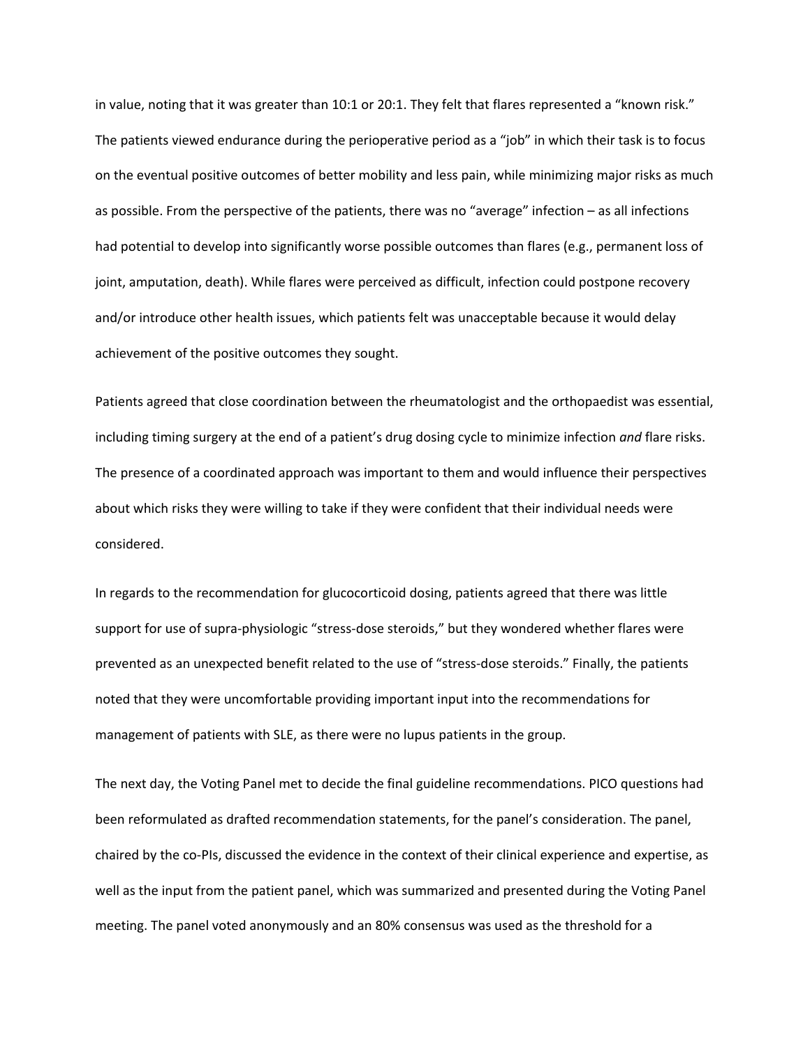in value, noting that it was greater than 10:1 or 20:1. They felt that flares represented a "known risk." The patients viewed endurance during the perioperative period as a "job" in which their task is to focus on the eventual positive outcomes of better mobility and less pain, while minimizing major risks as much as possible. From the perspective of the patients, there was no "average" infection – as all infections had potential to develop into significantly worse possible outcomes than flares (e.g., permanent loss of joint, amputation, death). While flares were perceived as difficult, infection could postpone recovery and/or introduce other health issues, which patients felt was unacceptable because it would delay achievement of the positive outcomes they sought.

Patients agreed that close coordination between the rheumatologist and the orthopaedist was essential, including timing surgery at the end of a patient's drug dosing cycle to minimize infection *and* flare risks. The presence of a coordinated approach was important to them and would influence their perspectives about which risks they were willing to take if they were confident that their individual needs were considered.

In regards to the recommendation for glucocorticoid dosing, patients agreed that there was little support for use of supra-physiologic "stress-dose steroids," but they wondered whether flares were prevented as an unexpected benefit related to the use of "stress-dose steroids." Finally, the patients noted that they were uncomfortable providing important input into the recommendations for management of patients with SLE, as there were no lupus patients in the group.

The next day, the Voting Panel met to decide the final guideline recommendations. PICO questions had been reformulated as drafted recommendation statements, for the panel's consideration. The panel, chaired by the co-PIs, discussed the evidence in the context of their clinical experience and expertise, as well as the input from the patient panel, which was summarized and presented during the Voting Panel meeting. The panel voted anonymously and an 80% consensus was used as the threshold for a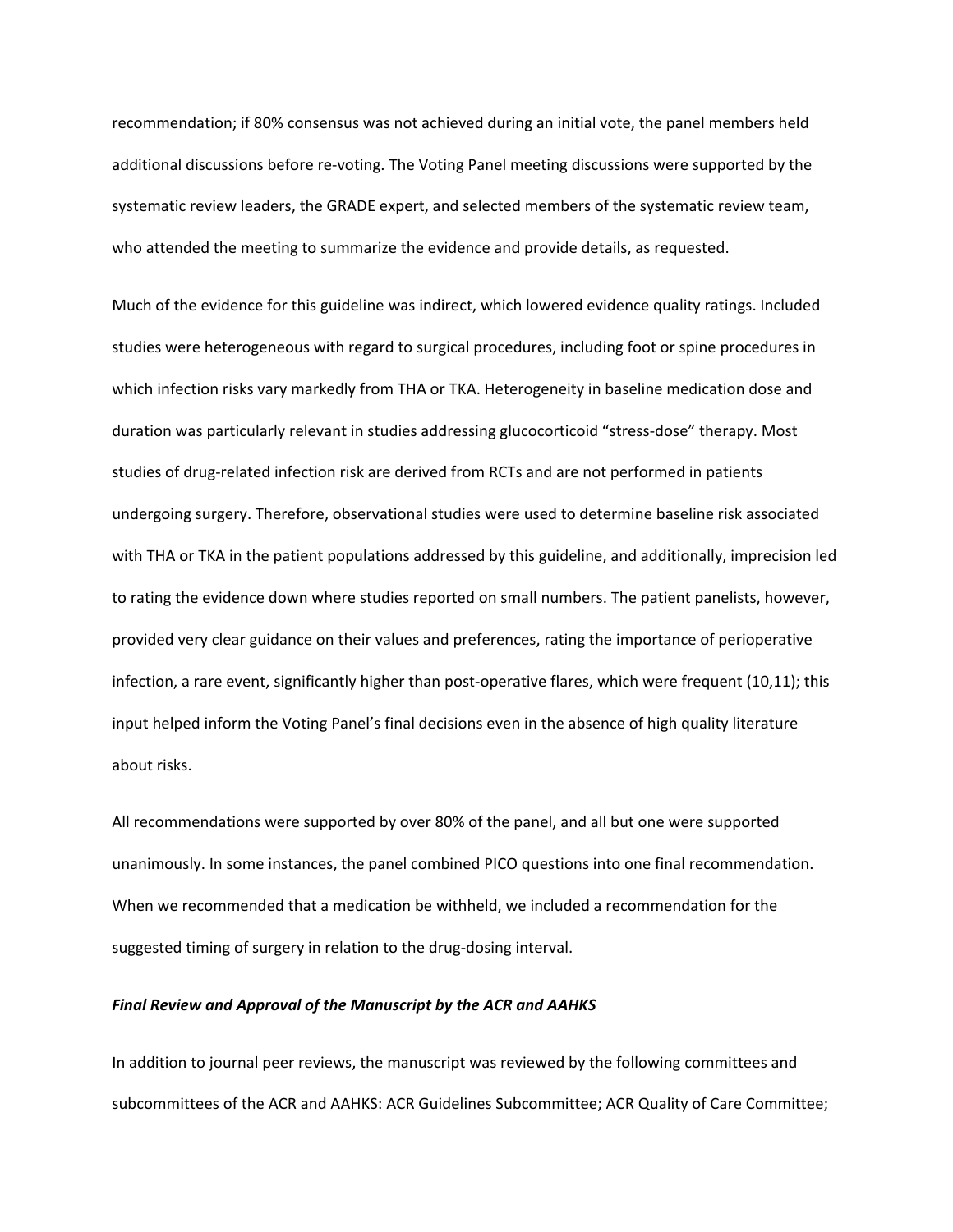recommendation; if 80% consensus was not achieved during an initial vote, the panel members held additional discussions before re-voting. The Voting Panel meeting discussions were supported by the systematic review leaders, the GRADE expert, and selected members of the systematic review team, who attended the meeting to summarize the evidence and provide details, as requested.

Much of the evidence for this guideline was indirect, which lowered evidence quality ratings. Included studies were heterogeneous with regard to surgical procedures, including foot or spine procedures in which infection risks vary markedly from THA or TKA. Heterogeneity in baseline medication dose and duration was particularly relevant in studies addressing glucocorticoid "stress-dose" therapy. Most studies of drug-related infection risk are derived from RCTs and are not performed in patients undergoing surgery. Therefore, observational studies were used to determine baseline risk associated with THA or TKA in the patient populations addressed by this guideline, and additionally, imprecision led to rating the evidence down where studies reported on small numbers. The patient panelists, however, provided very clear guidance on their values and preferences, rating the importance of perioperative infection, a rare event, significantly higher than post-operative flares, which were frequent (10,11); this input helped inform the Voting Panel's final decisions even in the absence of high quality literature about risks.

All recommendations were supported by over 80% of the panel, and all but one were supported unanimously. In some instances, the panel combined PICO questions into one final recommendation. When we recommended that a medication be withheld, we included a recommendation for the suggested timing of surgery in relation to the drug-dosing interval.

***Final Review and Approval of the Manuscript by the ACR and AAHKS***

In addition to journal peer reviews, the manuscript was reviewed by the following committees and subcommittees of the ACR and AAHKS: ACR Guidelines Subcommittee; ACR Quality of Care Committee;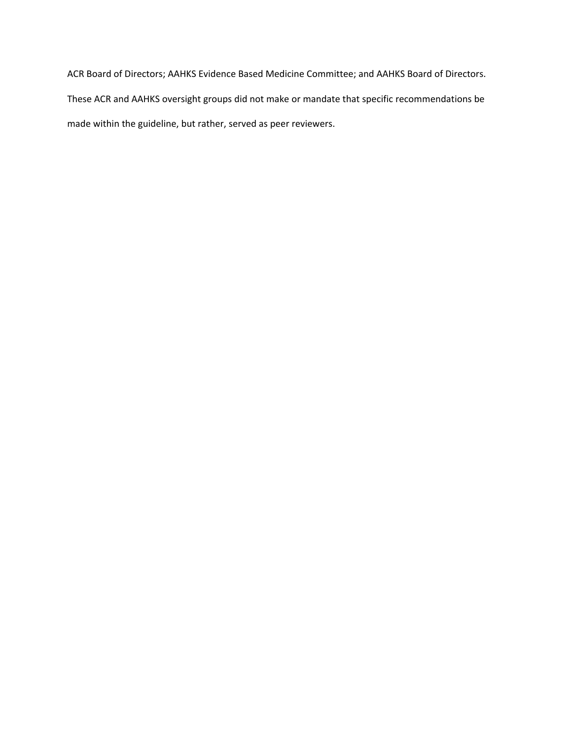ACR Board of Directors; AAHKS Evidence Based Medicine Committee; and AAHKS Board of Directors. These ACR and AAHKS oversight groups did not make or mandate that specific recommendations be made within the guideline, but rather, served as peer reviewers.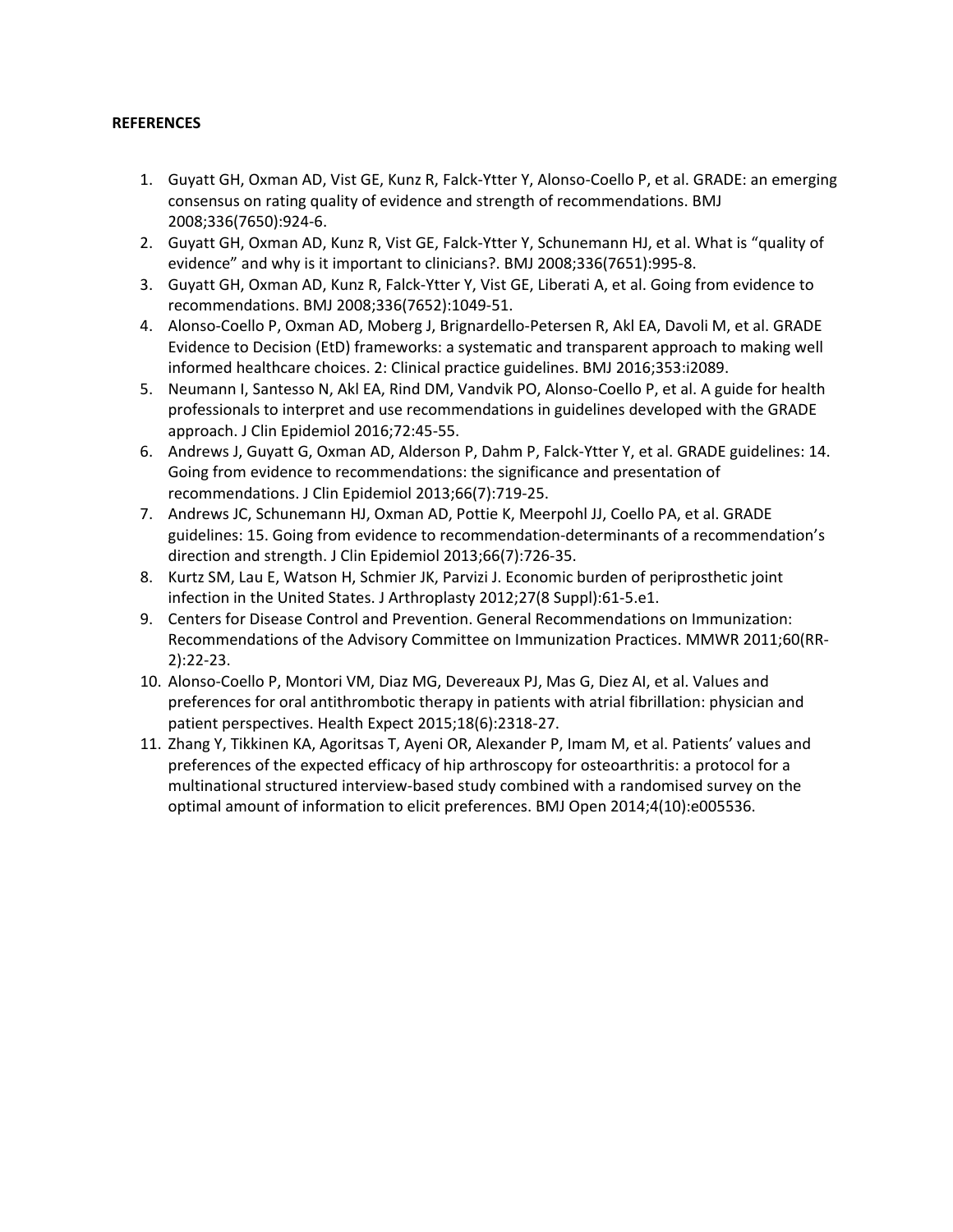**REFERENCES**

1. Guyatt GH, Oxman AD, Vist GE, Kunz R, Falck-Ytter Y, Alonso-Coello P, et al. GRADE: an emerging consensus on rating quality of evidence and strength of recommendations. BMJ 2008;336(7650):924-6.
2. Guyatt GH, Oxman AD, Kunz R, Vist GE, Falck-Ytter Y, Schunemann HJ, et al. What is "quality of evidence" and why is it important to clinicians?. BMJ 2008;336(7651):995-8.
3. Guyatt GH, Oxman AD, Kunz R, Falck-Ytter Y, Vist GE, Liberati A, et al. Going from evidence to recommendations. BMJ 2008;336(7652):1049-51.
4. Alonso-Coello P, Oxman AD, Moberg J, Brignardello-Petersen R, Akl EA, Davoli M, et al. GRADE Evidence to Decision (EtD) frameworks: a systematic and transparent approach to making well informed healthcare choices. 2: Clinical practice guidelines. BMJ 2016;353:i2089.
5. Neumann I, Santesso N, Akl EA, Rind DM, Vandvik PO, Alonso-Coello P, et al. A guide for health professionals to interpret and use recommendations in guidelines developed with the GRADE approach. J Clin Epidemiol 2016;72:45-55.
6. Andrews J, Guyatt G, Oxman AD, Alderson P, Dahm P, Falck-Ytter Y, et al. GRADE guidelines: 14. Going from evidence to recommendations: the significance and presentation of recommendations. J Clin Epidemiol 2013;66(7):719-25.
7. Andrews JC, Schunemann HJ, Oxman AD, Pottie K, Meerpohl JJ, Coello PA, et al. GRADE guidelines: 15. Going from evidence to recommendation-determinants of a recommendation's direction and strength. J Clin Epidemiol 2013;66(7):726-35.
8. Kurtz SM, Lau E, Watson H, Schmier JK, Parvizi J. Economic burden of periprosthetic joint infection in the United States. J Arthroplasty 2012;27(8 Suppl):61-5.e1.
9. Centers for Disease Control and Prevention. General Recommendations on Immunization: Recommendations of the Advisory Committee on Immunization Practices. MMWR 2011;60(RR-2):22-23.
10. Alonso-Coello P, Montori VM, Diaz MG, Devereaux PJ, Mas G, Diez AI, et al. Values and preferences for oral antithrombotic therapy in patients with atrial fibrillation: physician and patient perspectives. Health Expect 2015;18(6):2318-27.
11. Zhang Y, Tikkinen KA, Agoritsas T, Ayeni OR, Alexander P, Imam M, et al. Patients' values and preferences of the expected efficacy of hip arthroscopy for osteoarthritis: a protocol for a multinational structured interview-based study combined with a randomised survey on the optimal amount of information to elicit preferences. BMJ Open 2014;4(10):e005536.